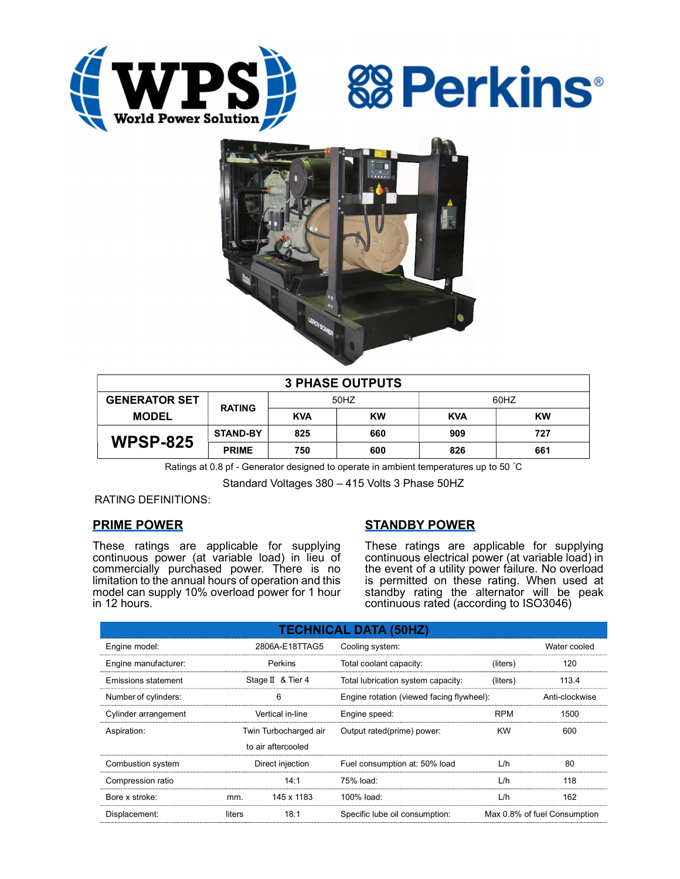WPS World Power Solution

Perkins®

| 3 PHASE OUTPUTS | | | | | |
|---|---|---|---|---|---|
| GENERATOR SET MODEL | RATING | 50HZ | | 60HZ | |
| | | KVA | KW | KVA | KW |
| **WPSP-825** | STAND-BY | 825 | 660 | 909 | 727 |
| | PRIME | 750 | 600 | 826 | 661 |

Ratings at 0.8 pf - Generator designed to operate in ambient temperatures up to 50 ˚C

Standard Voltages 380 – 415 Volts 3 Phase 50HZ

RATING DEFINITIONS:

## PRIME POWER

These ratings are applicable for supplying continuous power (at variable load) in lieu of commercially purchased power. There is no limitation to the annual hours of operation and this model can supply 10% overload power for 1 hour in 12 hours.

## STANDBY POWER

These ratings are applicable for supplying continuous electrical power (at variable load) in the event of a utility power failure. No overload is permitted on these rating. When used at standby rating the alternator will be peak continuous rated (according to ISO3046)

| TECHNICAL DATA (50HZ) | | | | | |
|---|---|---|---|---|---|
| Engine model: | | 2806A-E18TTAG5 | Cooling system: | | Water cooled |
| Engine manufacturer: | | Perkins | Total coolant capacity: | (liters) | 120 |
| Emissions statement | | Stage Ⅱ & Tier 4 | Total lubrication system capacity: | (liters) | 113.4 |
| Number of cylinders: | | 6 | Engine rotation (viewed facing flywheel): | | Anti-clockwise |
| Cylinder arrangement | | Vertical in-line | Engine speed: | RPM | 1500 |
| Aspiration: | | Twin Turbocharged air to air aftercooled | Output rated(prime) power: | KW | 600 |
| Combustion system | | Direct injection | Fuel consumption at: 50% load | L/h | 80 |
| Compression ratio | | 14:1 | 75% load: | L/h | 118 |
| Bore x stroke: | mm. | 145 x 1183 | 100% load: | L/h | 162 |
| Displacement: | liters | 18.1 | Specific lube oil consumption: | | Max 0.8% of fuel Consumption |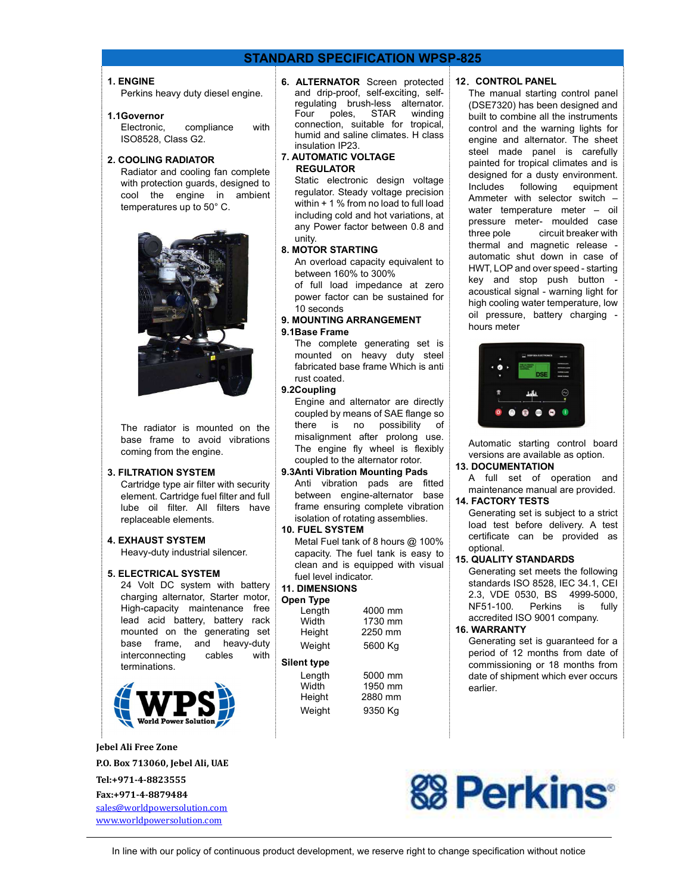# STANDARD SPECIFICATION WPSP-825

**1. ENGINE**

Perkins heavy duty diesel engine.

**1.1Governor**

Electronic, compliance with ISO8528, Class G2.

**2. COOLING RADIATOR**

Radiator and cooling fan complete with protection guards, designed to cool the engine in ambient temperatures up to 50° C.

The radiator is mounted on the base frame to avoid vibrations coming from the engine.

**3. FILTRATION SYSTEM**

Cartridge type air filter with security element. Cartridge fuel filter and full lube oil filter. All filters have replaceable elements.

**4. EXHAUST SYSTEM**

Heavy-duty industrial silencer.

**5. ELECTRICAL SYSTEM**

24 Volt DC system with battery charging alternator, Starter motor, High-capacity maintenance free lead acid battery, battery rack mounted on the generating set base frame, and heavy-duty interconnecting cables with terminations.

**6. ALTERNATOR** Screen protected and drip-proof, self-exciting, self-regulating brush-less alternator. Four poles, STAR winding connection, suitable for tropical, humid and saline climates. H class insulation IP23.

**7. AUTOMATIC VOLTAGE REGULATOR**

Static electronic design voltage regulator. Steady voltage precision within + 1 % from no load to full load including cold and hot variations, at any Power factor between 0.8 and unity.

**8. MOTOR STARTING**

An overload capacity equivalent to between 160% to 300% of full load impedance at zero power factor can be sustained for 10 seconds

**9. MOUNTING ARRANGEMENT**

**9.1Base Frame**

The complete generating set is mounted on heavy duty steel fabricated base frame Which is anti rust coated.

**9.2Coupling**

Engine and alternator are directly coupled by means of SAE flange so there is no possibility of misalignment after prolong use. The engine fly wheel is flexibly coupled to the alternator rotor.

**9.3Anti Vibration Mounting Pads**

Anti vibration pads are fitted between engine-alternator base frame ensuring complete vibration isolation of rotating assemblies.

**10. FUEL SYSTEM**

Metal Fuel tank of 8 hours @ 100% capacity. The fuel tank is easy to clean and is equipped with visual fuel level indicator.

**11. DIMENSIONS**

**Open Type**

| | |
|---|---|
| Length | 4000 mm |
| Width | 1730 mm |
| Height | 2250 mm |
| Weight | 5600 Kg |

**Silent type**

| | |
|---|---|
| Length | 5000 mm |
| Width | 1950 mm |
| Height | 2880 mm |
| Weight | 9350 Kg |

**12. CONTROL PANEL**

The manual starting control panel (DSE7320) has been designed and built to combine all the instruments control and the warning lights for engine and alternator. The sheet steel made panel is carefully painted for tropical climates and is designed for a dusty environment. Includes following equipment Ammeter with selector switch – water temperature meter – oil pressure meter- moulded case three pole circuit breaker with thermal and magnetic release - automatic shut down in case of HWT, LOP and over speed - starting key and stop push button - acoustical signal - warning light for high cooling water temperature, low oil pressure, battery charging - hours meter

Automatic starting control board versions are available as option.

**13. DOCUMENTATION**

A full set of operation and maintenance manual are provided.

**14. FACTORY TESTS**

Generating set is subject to a strict load test before delivery. A test certificate can be provided as optional.

**15. QUALITY STANDARDS**

Generating set meets the following standards ISO 8528, IEC 34.1, CEI 2.3, VDE 0530, BS 4999-5000, NF51-100. Perkins is fully accredited ISO 9001 company.

**16. WARRANTY**

Generating set is guaranteed for a period of 12 months from date of commissioning or 18 months from date of shipment which ever occurs earlier.

WPS World Power Solution

**Jebel Ali Free Zone**

**P.O. Box 713060, Jebel Ali, UAE**

**Tel:+971-4-8823555**

**Fax:+971-4-8879484**

sales@worldpowersolution.com

www.worldpowersolution.com

Perkins

In line with our policy of continuous product development, we reserve right to change specification without notice